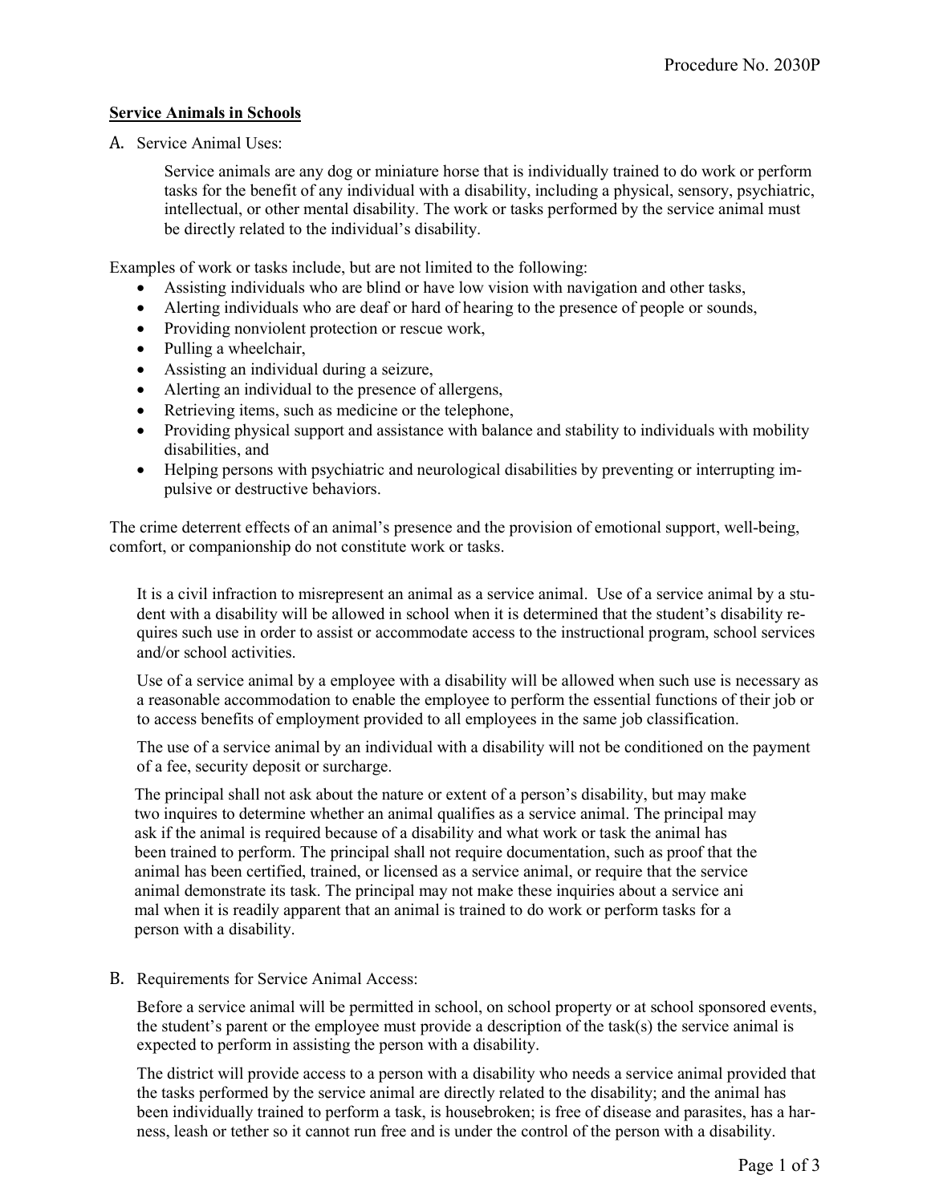## Service Animals in Schools

A. Service Animal Uses:

Service animals are any dog or miniature horse that is individually trained to do work or perform tasks for the benefit of any individual with a disability, including a physical, sensory, psychiatric, intellectual, or other mental disability. The work or tasks performed by the service animal must be directly related to the individual's disability.

Examples of work or tasks include, but are not limited to the following:

- Assisting individuals who are blind or have low vision with navigation and other tasks,
- Alerting individuals who are deaf or hard of hearing to the presence of people or sounds,
- Providing nonviolent protection or rescue work,
- Pulling a wheelchair,
- Assisting an individual during a seizure,
- Alerting an individual to the presence of allergens,
- Retrieving items, such as medicine or the telephone,
- Providing physical support and assistance with balance and stability to individuals with mobility disabilities, and
- Helping persons with psychiatric and neurological disabilities by preventing or interrupting impulsive or destructive behaviors.

The crime deterrent effects of an animal's presence and the provision of emotional support, well-being, comfort, or companionship do not constitute work or tasks.

It is a civil infraction to misrepresent an animal as a service animal. Use of a service animal by a student with a disability will be allowed in school when it is determined that the student's disability requires such use in order to assist or accommodate access to the instructional program, school services and/or school activities.

Use of a service animal by a employee with a disability will be allowed when such use is necessary as a reasonable accommodation to enable the employee to perform the essential functions of their job or to access benefits of employment provided to all employees in the same job classification.

The use of a service animal by an individual with a disability will not be conditioned on the payment of a fee, security deposit or surcharge.

The principal shall not ask about the nature or extent of a person's disability, but may make two inquires to determine whether an animal qualifies as a service animal. The principal may ask if the animal is required because of a disability and what work or task the animal has been trained to perform. The principal shall not require documentation, such as proof that the animal has been certified, trained, or licensed as a service animal, or require that the service animal demonstrate its task. The principal may not make these inquiries about a service animal when it is readily apparent that an animal is trained to do work or perform tasks for a person with a disability.

B. Requirements for Service Animal Access:

Before a service animal will be permitted in school, on school property or at school sponsored events, the student's parent or the employee must provide a description of the task(s) the service animal is expected to perform in assisting the person with a disability.

The district will provide access to a person with a disability who needs a service animal provided that the tasks performed by the service animal are directly related to the disability; and the animal has been individually trained to perform a task, is housebroken; is free of disease and parasites, has a harness, leash or tether so it cannot run free and is under the control of the person with a disability.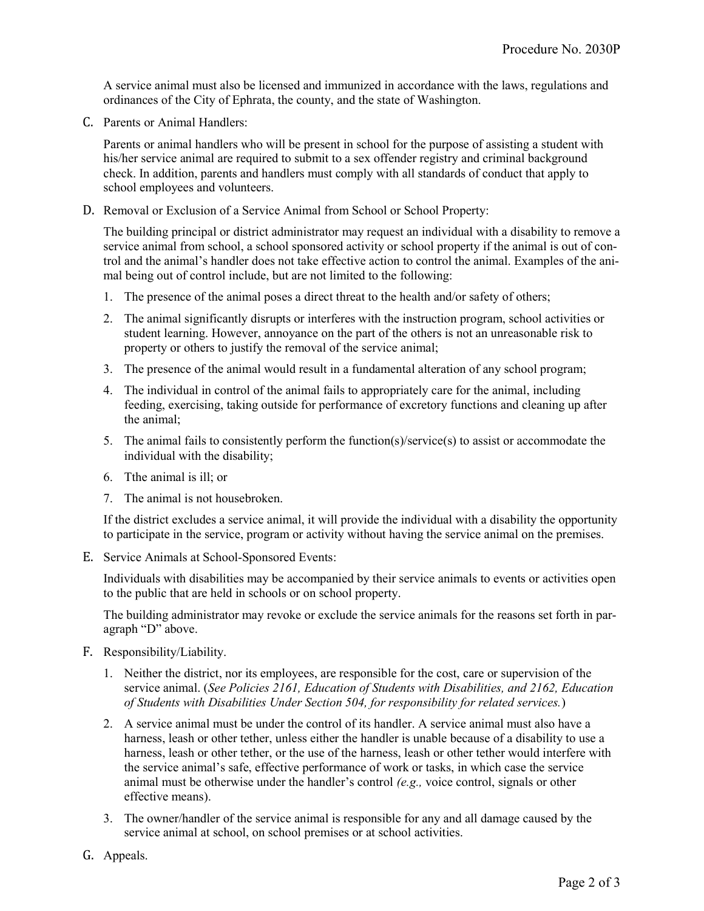A service animal must also be licensed and immunized in accordance with the laws, regulations and ordinances of the City of Ephrata, the county, and the state of Washington.

C. Parents or Animal Handlers:

Parents or animal handlers who will be present in school for the purpose of assisting a student with his/her service animal are required to submit to a sex offender registry and criminal background check. In addition, parents and handlers must comply with all standards of conduct that apply to school employees and volunteers.

D. Removal or Exclusion of a Service Animal from School or School Property:

The building principal or district administrator may request an individual with a disability to remove a service animal from school, a school sponsored activity or school property if the animal is out of control and the animal's handler does not take effective action to control the animal. Examples of the animal being out of control include, but are not limited to the following:

1. The presence of the animal poses a direct threat to the health and/or safety of others;
2. The animal significantly disrupts or interferes with the instruction program, school activities or student learning. However, annoyance on the part of the others is not an unreasonable risk to property or others to justify the removal of the service animal;
3. The presence of the animal would result in a fundamental alteration of any school program;
4. The individual in control of the animal fails to appropriately care for the animal, including feeding, exercising, taking outside for performance of excretory functions and cleaning up after the animal;
5. The animal fails to consistently perform the function(s)/service(s) to assist or accommodate the individual with the disability;
6. Tthe animal is ill; or
7. The animal is not housebroken.

If the district excludes a service animal, it will provide the individual with a disability the opportunity to participate in the service, program or activity without having the service animal on the premises.

E. Service Animals at School-Sponsored Events:

Individuals with disabilities may be accompanied by their service animals to events or activities open to the public that are held in schools or on school property.

The building administrator may revoke or exclude the service animals for the reasons set forth in paragraph "D" above.

F. Responsibility/Liability.

1. Neither the district, nor its employees, are responsible for the cost, care or supervision of the service animal. (*See Policies 2161, Education of Students with Disabilities, and 2162, Education of Students with Disabilities Under Section 504, for responsibility for related services.*)
2. A service animal must be under the control of its handler. A service animal must also have a harness, leash or other tether, unless either the handler is unable because of a disability to use a harness, leash or other tether, or the use of the harness, leash or other tether would interfere with the service animal's safe, effective performance of work or tasks, in which case the service animal must be otherwise under the handler's control *(e.g.,* voice control, signals or other effective means).
3. The owner/handler of the service animal is responsible for any and all damage caused by the service animal at school, on school premises or at school activities.

G. Appeals.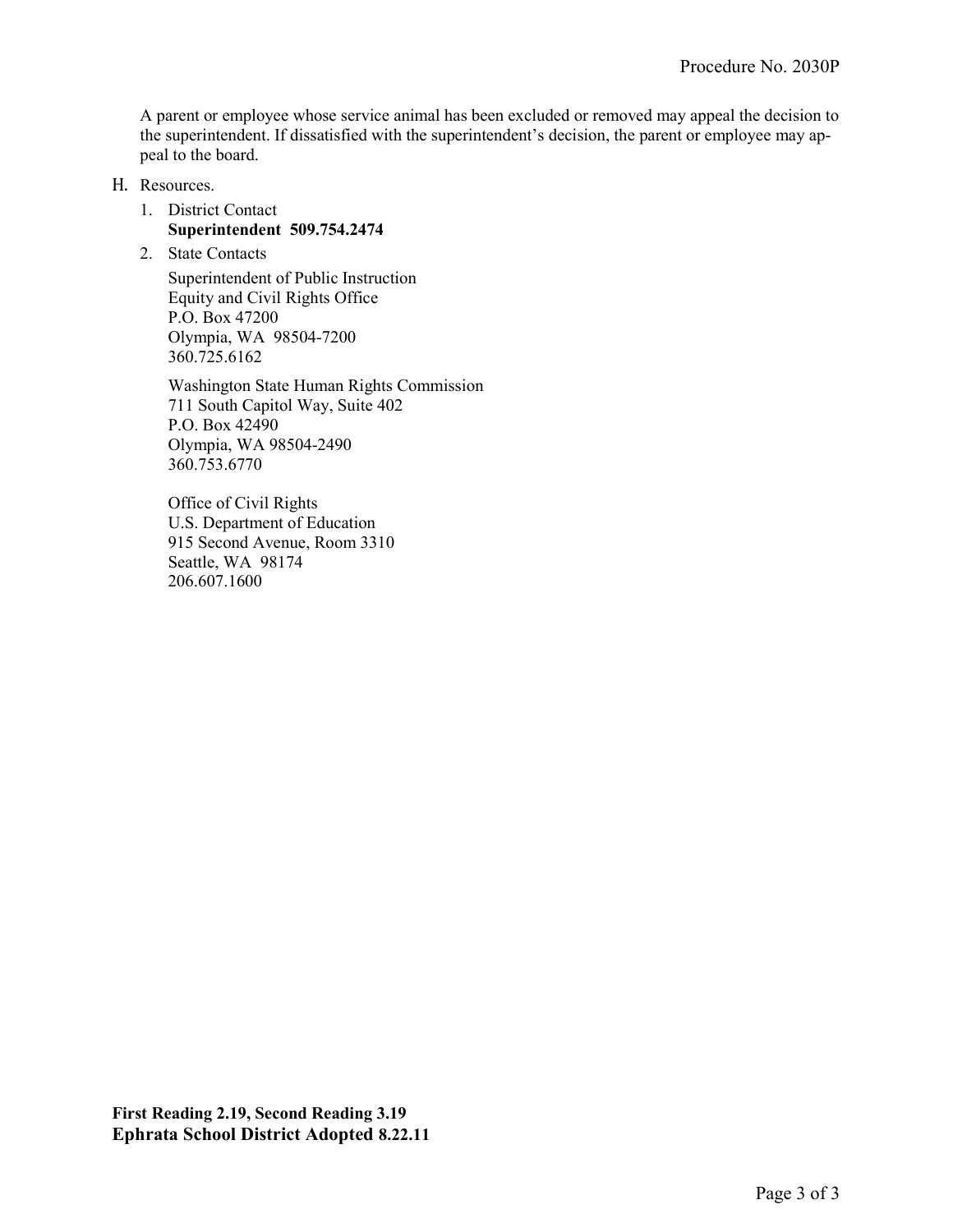A parent or employee whose service animal has been excluded or removed may appeal the decision to the superintendent. If dissatisfied with the superintendent's decision, the parent or employee may appeal to the board.

H. Resources.

1. District Contact
   **Superintendent 509.754.2474**

2. State Contacts

   Superintendent of Public Instruction
   Equity and Civil Rights Office
   P.O. Box 47200
   Olympia, WA 98504-7200
   360.725.6162

   Washington State Human Rights Commission
   711 South Capitol Way, Suite 402
   P.O. Box 42490
   Olympia, WA 98504-2490
   360.753.6770

   Office of Civil Rights
   U.S. Department of Education
   915 Second Avenue, Room 3310
   Seattle, WA 98174
   206.607.1600

**First Reading 2.19, Second Reading 3.19**
**Ephrata School District Adopted 8.22.11**